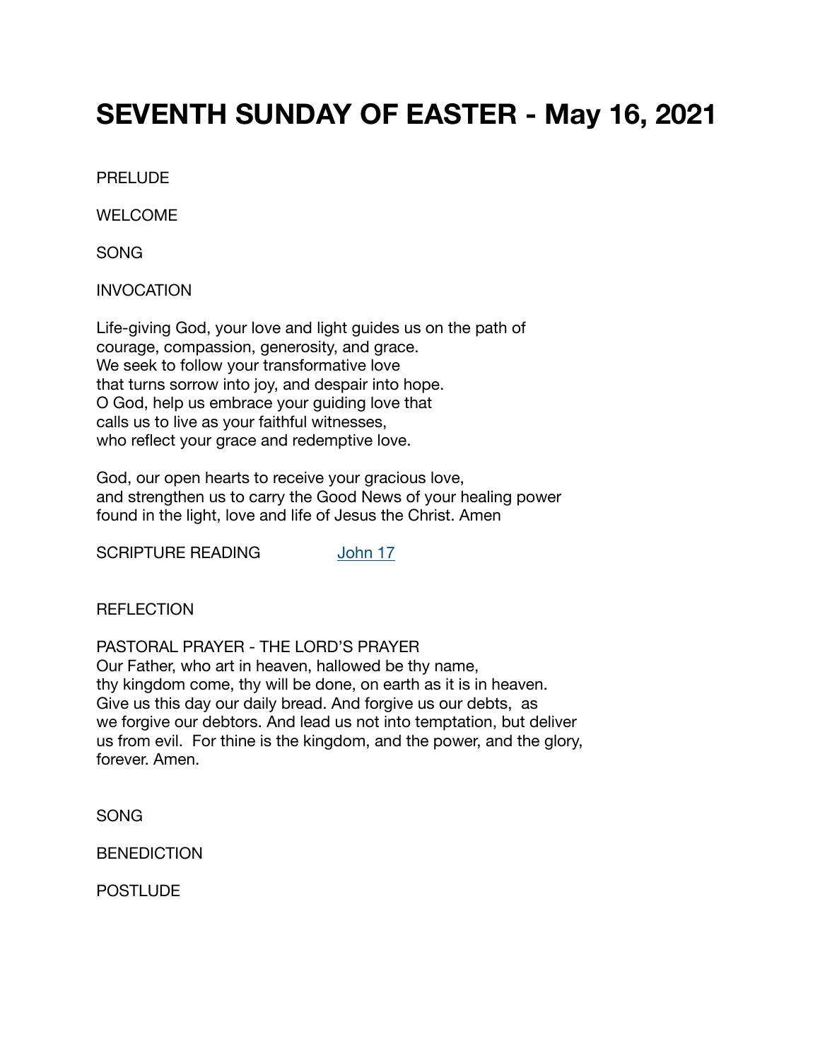# SEVENTH SUNDAY OF EASTER - May 16, 2021

PRELUDE

WELCOME

SONG

INVOCATION

Life-giving God, your love and light guides us on the path of
courage, compassion, generosity, and grace.
We seek to follow your transformative love
that turns sorrow into joy, and despair into hope.
O God, help us embrace your guiding love that
calls us to live as your faithful witnesses,
who reflect your grace and redemptive love.

God, our open hearts to receive your gracious love,
and strengthen us to carry the Good News of your healing power
found in the light, love and life of Jesus the Christ. Amen

SCRIPTURE READING John 17

REFLECTION

PASTORAL PRAYER - THE LORD'S PRAYER
Our Father, who art in heaven, hallowed be thy name,
thy kingdom come, thy will be done, on earth as it is in heaven.
Give us this day our daily bread. And forgive us our debts, as
we forgive our debtors. And lead us not into temptation, but deliver
us from evil. For thine is the kingdom, and the power, and the glory,
forever. Amen.

SONG

BENEDICTION

POSTLUDE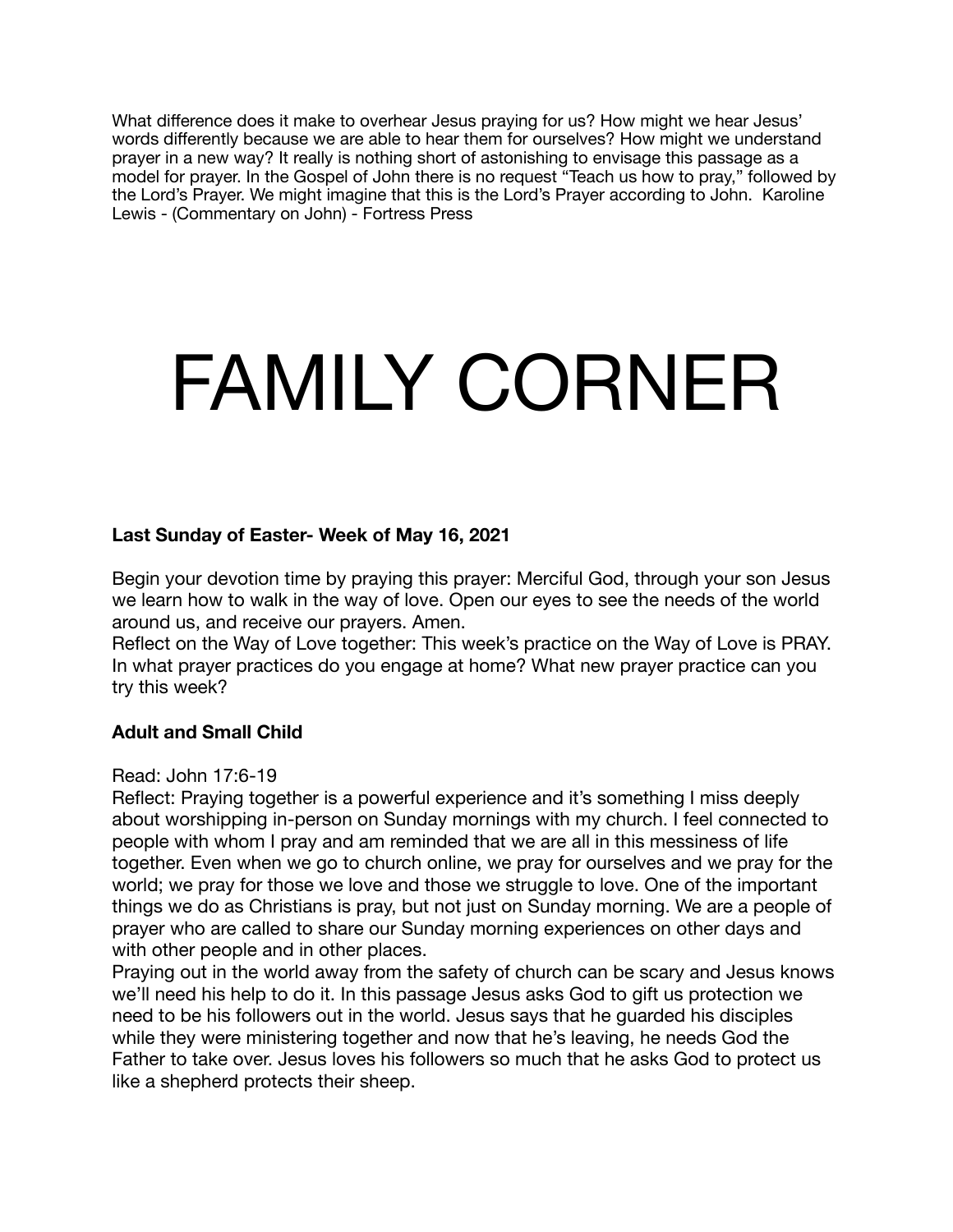What difference does it make to overhear Jesus praying for us? How might we hear Jesus' words differently because we are able to hear them for ourselves? How might we understand prayer in a new way? It really is nothing short of astonishing to envisage this passage as a model for prayer. In the Gospel of John there is no request "Teach us how to pray," followed by the Lord's Prayer. We might imagine that this is the Lord's Prayer according to John. Karoline Lewis - (Commentary on John) - Fortress Press

# FAMILY CORNER

**Last Sunday of Easter- Week of May 16, 2021**

Begin your devotion time by praying this prayer: Merciful God, through your son Jesus we learn how to walk in the way of love. Open our eyes to see the needs of the world around us, and receive our prayers. Amen.

Reflect on the Way of Love together: This week's practice on the Way of Love is PRAY. In what prayer practices do you engage at home? What new prayer practice can you try this week?

**Adult and Small Child**

Read: John 17:6-19

Reflect: Praying together is a powerful experience and it's something I miss deeply about worshipping in-person on Sunday mornings with my church. I feel connected to people with whom I pray and am reminded that we are all in this messiness of life together. Even when we go to church online, we pray for ourselves and we pray for the world; we pray for those we love and those we struggle to love. One of the important things we do as Christians is pray, but not just on Sunday morning. We are a people of prayer who are called to share our Sunday morning experiences on other days and with other people and in other places.

Praying out in the world away from the safety of church can be scary and Jesus knows we'll need his help to do it. In this passage Jesus asks God to gift us protection we need to be his followers out in the world. Jesus says that he guarded his disciples while they were ministering together and now that he's leaving, he needs God the Father to take over. Jesus loves his followers so much that he asks God to protect us like a shepherd protects their sheep.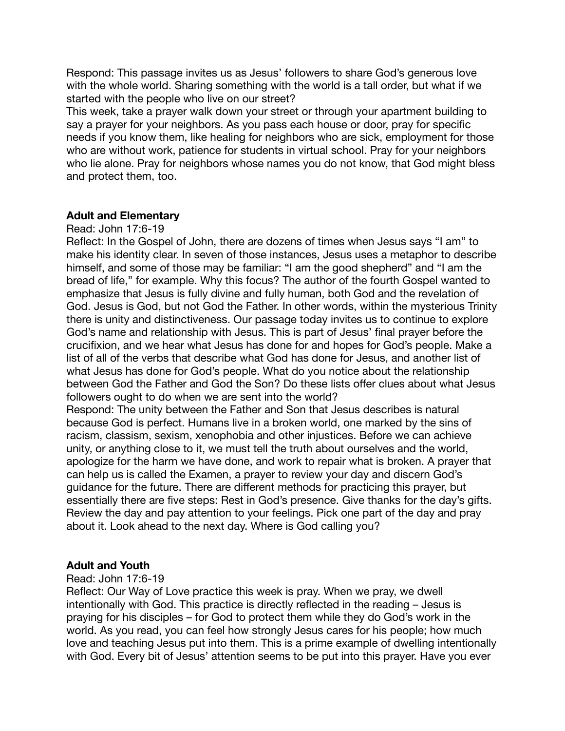Respond: This passage invites us as Jesus' followers to share God's generous love with the whole world. Sharing something with the world is a tall order, but what if we started with the people who live on our street?

This week, take a prayer walk down your street or through your apartment building to say a prayer for your neighbors. As you pass each house or door, pray for specific needs if you know them, like healing for neighbors who are sick, employment for those who are without work, patience for students in virtual school. Pray for your neighbors who lie alone. Pray for neighbors whose names you do not know, that God might bless and protect them, too.

**Adult and Elementary**

Read: John 17:6-19

Reflect: In the Gospel of John, there are dozens of times when Jesus says "I am" to make his identity clear. In seven of those instances, Jesus uses a metaphor to describe himself, and some of those may be familiar: "I am the good shepherd" and "I am the bread of life," for example. Why this focus? The author of the fourth Gospel wanted to emphasize that Jesus is fully divine and fully human, both God and the revelation of God. Jesus is God, but not God the Father. In other words, within the mysterious Trinity there is unity and distinctiveness. Our passage today invites us to continue to explore God's name and relationship with Jesus. This is part of Jesus' final prayer before the crucifixion, and we hear what Jesus has done for and hopes for God's people. Make a list of all of the verbs that describe what God has done for Jesus, and another list of what Jesus has done for God's people. What do you notice about the relationship between God the Father and God the Son? Do these lists offer clues about what Jesus followers ought to do when we are sent into the world?

Respond: The unity between the Father and Son that Jesus describes is natural because God is perfect. Humans live in a broken world, one marked by the sins of racism, classism, sexism, xenophobia and other injustices. Before we can achieve unity, or anything close to it, we must tell the truth about ourselves and the world, apologize for the harm we have done, and work to repair what is broken. A prayer that can help us is called the Examen, a prayer to review your day and discern God's guidance for the future. There are different methods for practicing this prayer, but essentially there are five steps: Rest in God's presence. Give thanks for the day's gifts. Review the day and pay attention to your feelings. Pick one part of the day and pray about it. Look ahead to the next day. Where is God calling you?

**Adult and Youth**

Read: John 17:6-19

Reflect: Our Way of Love practice this week is pray. When we pray, we dwell intentionally with God. This practice is directly reflected in the reading – Jesus is praying for his disciples – for God to protect them while they do God's work in the world. As you read, you can feel how strongly Jesus cares for his people; how much love and teaching Jesus put into them. This is a prime example of dwelling intentionally with God. Every bit of Jesus' attention seems to be put into this prayer. Have you ever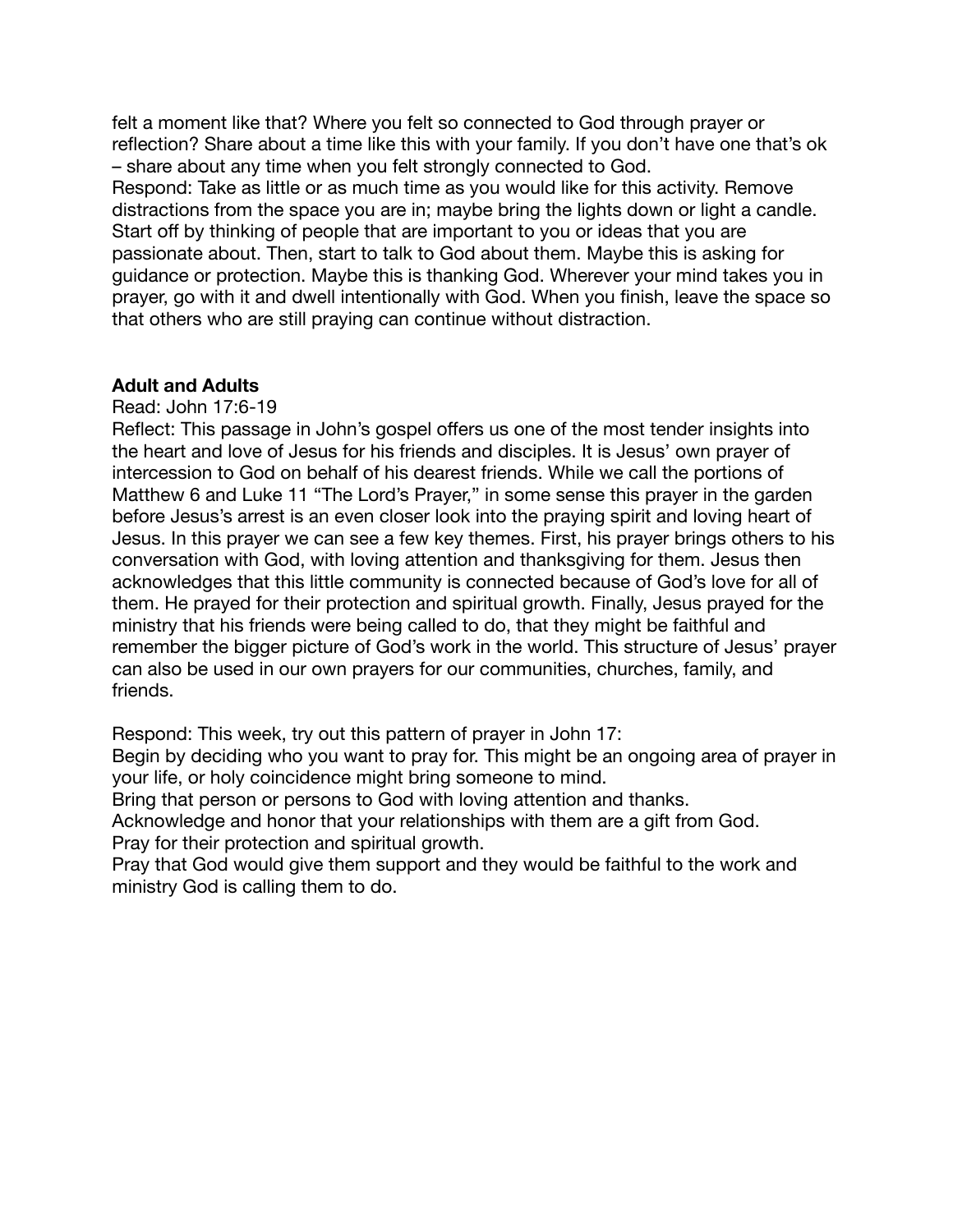felt a moment like that? Where you felt so connected to God through prayer or reflection? Share about a time like this with your family. If you don't have one that's ok – share about any time when you felt strongly connected to God.

Respond: Take as little or as much time as you would like for this activity. Remove distractions from the space you are in; maybe bring the lights down or light a candle. Start off by thinking of people that are important to you or ideas that you are passionate about. Then, start to talk to God about them. Maybe this is asking for guidance or protection. Maybe this is thanking God. Wherever your mind takes you in prayer, go with it and dwell intentionally with God. When you finish, leave the space so that others who are still praying can continue without distraction.

**Adult and Adults**

Read: John 17:6-19

Reflect: This passage in John's gospel offers us one of the most tender insights into the heart and love of Jesus for his friends and disciples. It is Jesus' own prayer of intercession to God on behalf of his dearest friends. While we call the portions of Matthew 6 and Luke 11 "The Lord's Prayer," in some sense this prayer in the garden before Jesus's arrest is an even closer look into the praying spirit and loving heart of Jesus. In this prayer we can see a few key themes. First, his prayer brings others to his conversation with God, with loving attention and thanksgiving for them. Jesus then acknowledges that this little community is connected because of God's love for all of them. He prayed for their protection and spiritual growth. Finally, Jesus prayed for the ministry that his friends were being called to do, that they might be faithful and remember the bigger picture of God's work in the world. This structure of Jesus' prayer can also be used in our own prayers for our communities, churches, family, and friends.

Respond: This week, try out this pattern of prayer in John 17:

Begin by deciding who you want to pray for. This might be an ongoing area of prayer in your life, or holy coincidence might bring someone to mind.

Bring that person or persons to God with loving attention and thanks.

Acknowledge and honor that your relationships with them are a gift from God.

Pray for their protection and spiritual growth.

Pray that God would give them support and they would be faithful to the work and ministry God is calling them to do.